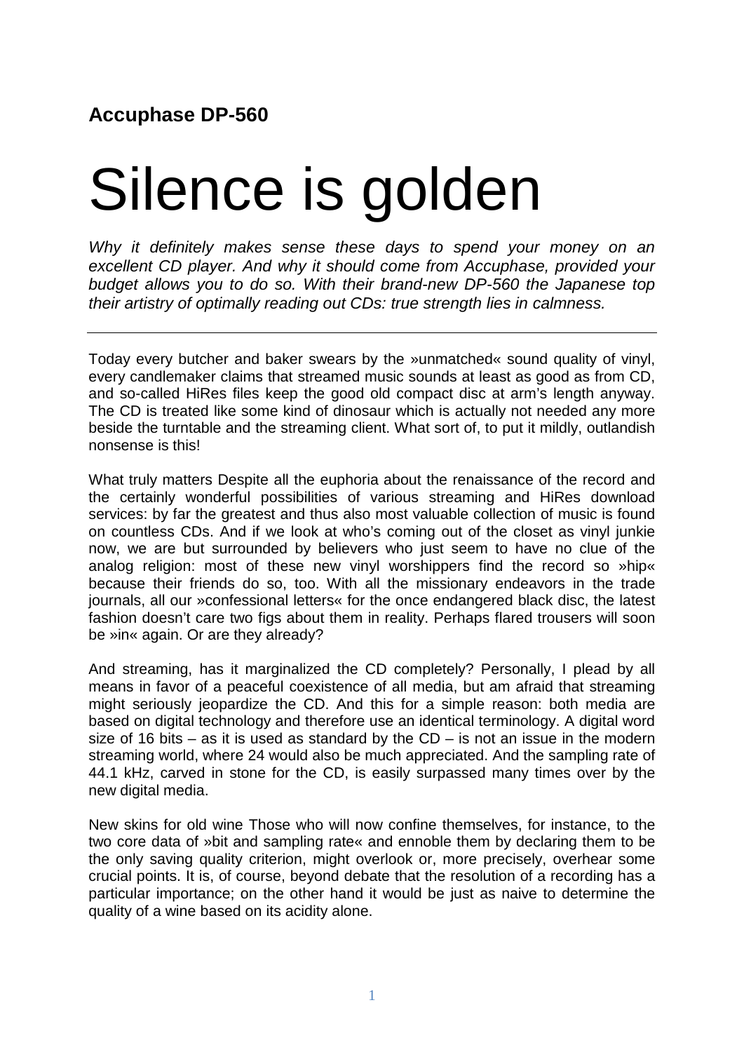**Accuphase DP-560**

# Silence is golden

*Why it definitely makes sense these days to spend your money on an excellent CD player. And why it should come from Accuphase, provided your budget allows you to do so. With their brand-new DP-560 the Japanese top their artistry of optimally reading out CDs: true strength lies in calmness.*

---

Today every butcher and baker swears by the »unmatched« sound quality of vinyl, every candlemaker claims that streamed music sounds at least as good as from CD, and so-called HiRes files keep the good old compact disc at arm's length anyway. The CD is treated like some kind of dinosaur which is actually not needed any more beside the turntable and the streaming client. What sort of, to put it mildly, outlandish nonsense is this!

What truly matters Despite all the euphoria about the renaissance of the record and the certainly wonderful possibilities of various streaming and HiRes download services: by far the greatest and thus also most valuable collection of music is found on countless CDs. And if we look at who's coming out of the closet as vinyl junkie now, we are but surrounded by believers who just seem to have no clue of the analog religion: most of these new vinyl worshippers find the record so »hip« because their friends do so, too. With all the missionary endeavors in the trade journals, all our »confessional letters« for the once endangered black disc, the latest fashion doesn't care two figs about them in reality. Perhaps flared trousers will soon be »in« again. Or are they already?

And streaming, has it marginalized the CD completely? Personally, I plead by all means in favor of a peaceful coexistence of all media, but am afraid that streaming might seriously jeopardize the CD. And this for a simple reason: both media are based on digital technology and therefore use an identical terminology. A digital word size of 16 bits – as it is used as standard by the CD – is not an issue in the modern streaming world, where 24 would also be much appreciated. And the sampling rate of 44.1 kHz, carved in stone for the CD, is easily surpassed many times over by the new digital media.

New skins for old wine Those who will now confine themselves, for instance, to the two core data of »bit and sampling rate« and ennoble them by declaring them to be the only saving quality criterion, might overlook or, more precisely, overhear some crucial points. It is, of course, beyond debate that the resolution of a recording has a particular importance; on the other hand it would be just as naive to determine the quality of a wine based on its acidity alone.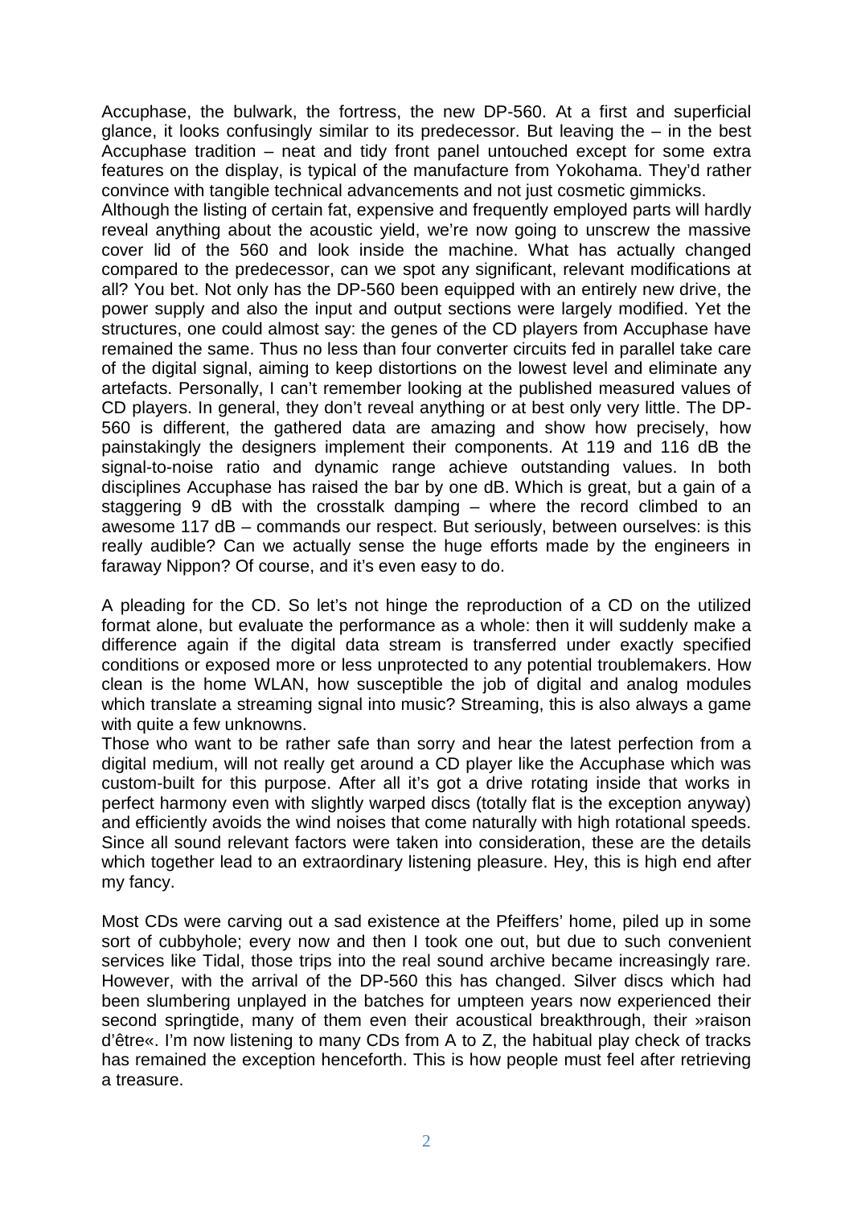Accuphase, the bulwark, the fortress, the new DP-560. At a first and superficial glance, it looks confusingly similar to its predecessor. But leaving the – in the best Accuphase tradition – neat and tidy front panel untouched except for some extra features on the display, is typical of the manufacture from Yokohama. They'd rather convince with tangible technical advancements and not just cosmetic gimmicks.
Although the listing of certain fat, expensive and frequently employed parts will hardly reveal anything about the acoustic yield, we're now going to unscrew the massive cover lid of the 560 and look inside the machine. What has actually changed compared to the predecessor, can we spot any significant, relevant modifications at all? You bet. Not only has the DP-560 been equipped with an entirely new drive, the power supply and also the input and output sections were largely modified. Yet the structures, one could almost say: the genes of the CD players from Accuphase have remained the same. Thus no less than four converter circuits fed in parallel take care of the digital signal, aiming to keep distortions on the lowest level and eliminate any artefacts. Personally, I can't remember looking at the published measured values of CD players. In general, they don't reveal anything or at best only very little. The DP-560 is different, the gathered data are amazing and show how precisely, how painstakingly the designers implement their components. At 119 and 116 dB the signal-to-noise ratio and dynamic range achieve outstanding values. In both disciplines Accuphase has raised the bar by one dB. Which is great, but a gain of a staggering 9 dB with the crosstalk damping – where the record climbed to an awesome 117 dB – commands our respect. But seriously, between ourselves: is this really audible? Can we actually sense the huge efforts made by the engineers in faraway Nippon? Of course, and it's even easy to do.

A pleading for the CD. So let's not hinge the reproduction of a CD on the utilized format alone, but evaluate the performance as a whole: then it will suddenly make a difference again if the digital data stream is transferred under exactly specified conditions or exposed more or less unprotected to any potential troublemakers. How clean is the home WLAN, how susceptible the job of digital and analog modules which translate a streaming signal into music? Streaming, this is also always a game with quite a few unknowns.
Those who want to be rather safe than sorry and hear the latest perfection from a digital medium, will not really get around a CD player like the Accuphase which was custom-built for this purpose. After all it's got a drive rotating inside that works in perfect harmony even with slightly warped discs (totally flat is the exception anyway) and efficiently avoids the wind noises that come naturally with high rotational speeds. Since all sound relevant factors were taken into consideration, these are the details which together lead to an extraordinary listening pleasure. Hey, this is high end after my fancy.

Most CDs were carving out a sad existence at the Pfeiffers' home, piled up in some sort of cubbyhole; every now and then I took one out, but due to such convenient services like Tidal, those trips into the real sound archive became increasingly rare. However, with the arrival of the DP-560 this has changed. Silver discs which had been slumbering unplayed in the batches for umpteen years now experienced their second springtide, many of them even their acoustical breakthrough, their »raison d'être«. I'm now listening to many CDs from A to Z, the habitual play check of tracks has remained the exception henceforth. This is how people must feel after retrieving a treasure.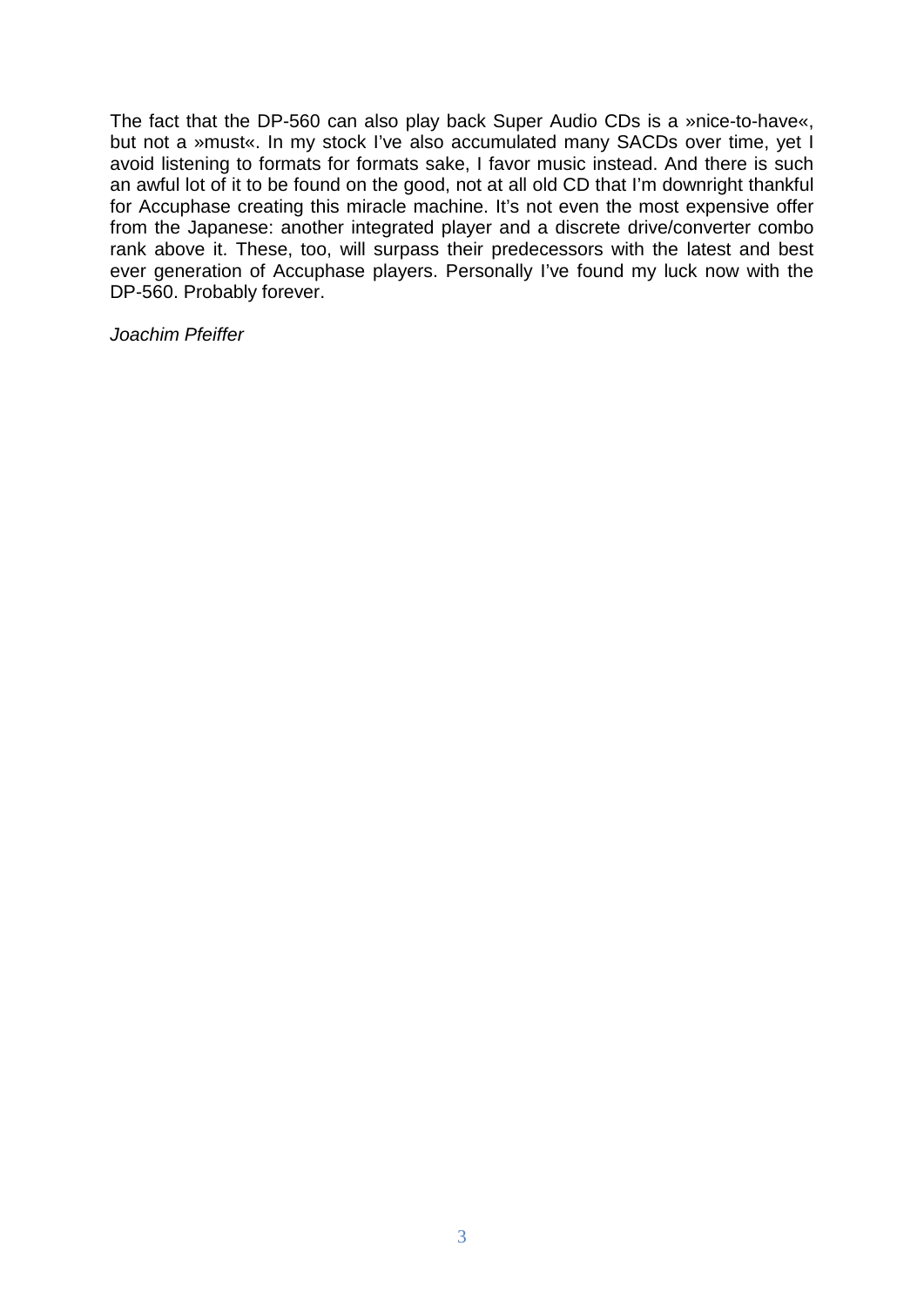The fact that the DP-560 can also play back Super Audio CDs is a »nice-to-have«, but not a »must«. In my stock I've also accumulated many SACDs over time, yet I avoid listening to formats for formats sake, I favor music instead. And there is such an awful lot of it to be found on the good, not at all old CD that I'm downright thankful for Accuphase creating this miracle machine. It's not even the most expensive offer from the Japanese: another integrated player and a discrete drive/converter combo rank above it. These, too, will surpass their predecessors with the latest and best ever generation of Accuphase players. Personally I've found my luck now with the DP-560. Probably forever.

*Joachim Pfeiffer*